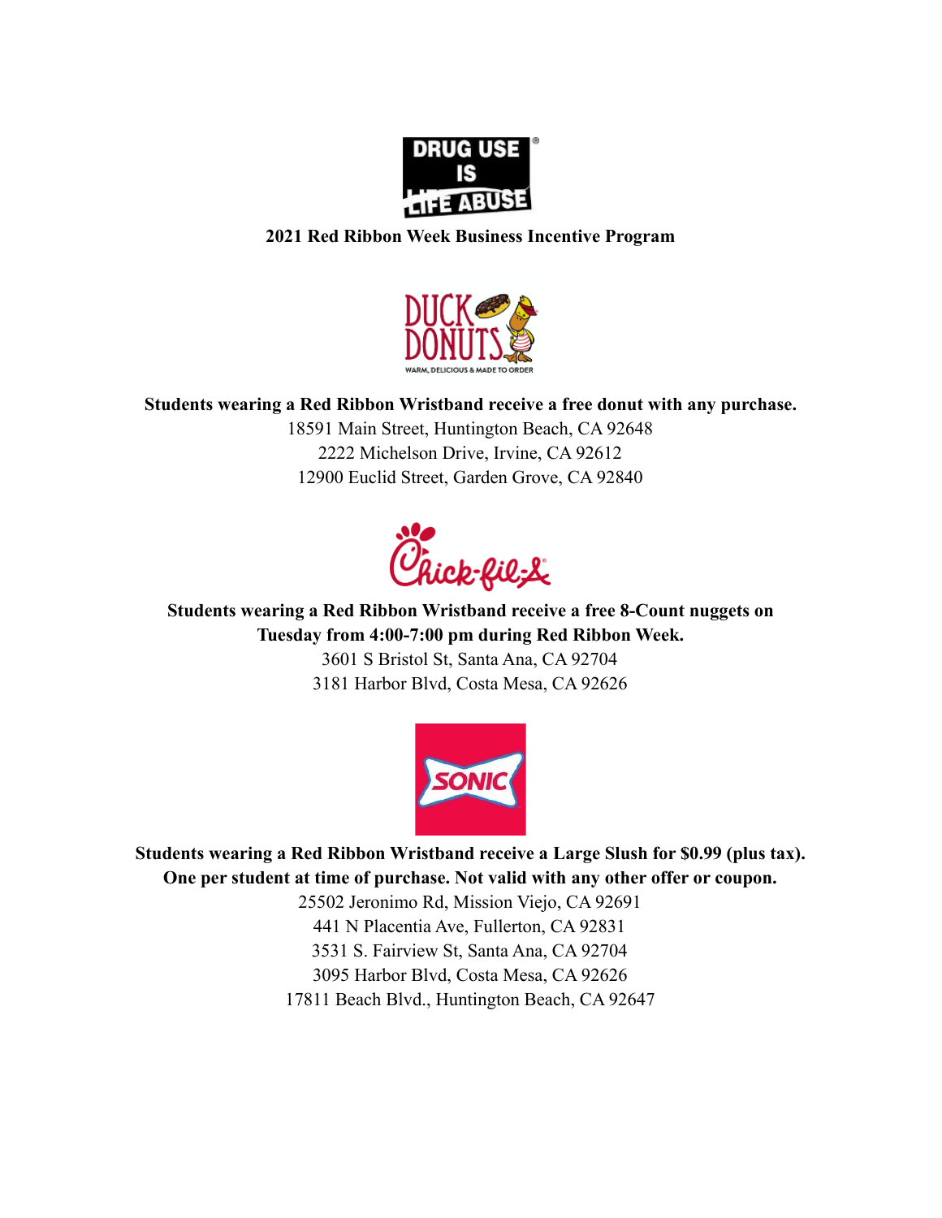**2021 Red Ribbon Week Business Incentive Program**

**Students wearing a Red Ribbon Wristband receive a free donut with any purchase.**

18591 Main Street, Huntington Beach, CA 92648
2222 Michelson Drive, Irvine, CA 92612
12900 Euclid Street, Garden Grove, CA 92840

**Students wearing a Red Ribbon Wristband receive a free 8-Count nuggets on Tuesday from 4:00-7:00 pm during Red Ribbon Week.**

3601 S Bristol St, Santa Ana, CA 92704
3181 Harbor Blvd, Costa Mesa, CA 92626

**Students wearing a Red Ribbon Wristband receive a Large Slush for $0.99 (plus tax). One per student at time of purchase. Not valid with any other offer or coupon.**

25502 Jeronimo Rd, Mission Viejo, CA 92691
441 N Placentia Ave, Fullerton, CA 92831
3531 S. Fairview St, Santa Ana, CA 92704
3095 Harbor Blvd, Costa Mesa, CA 92626
17811 Beach Blvd., Huntington Beach, CA 92647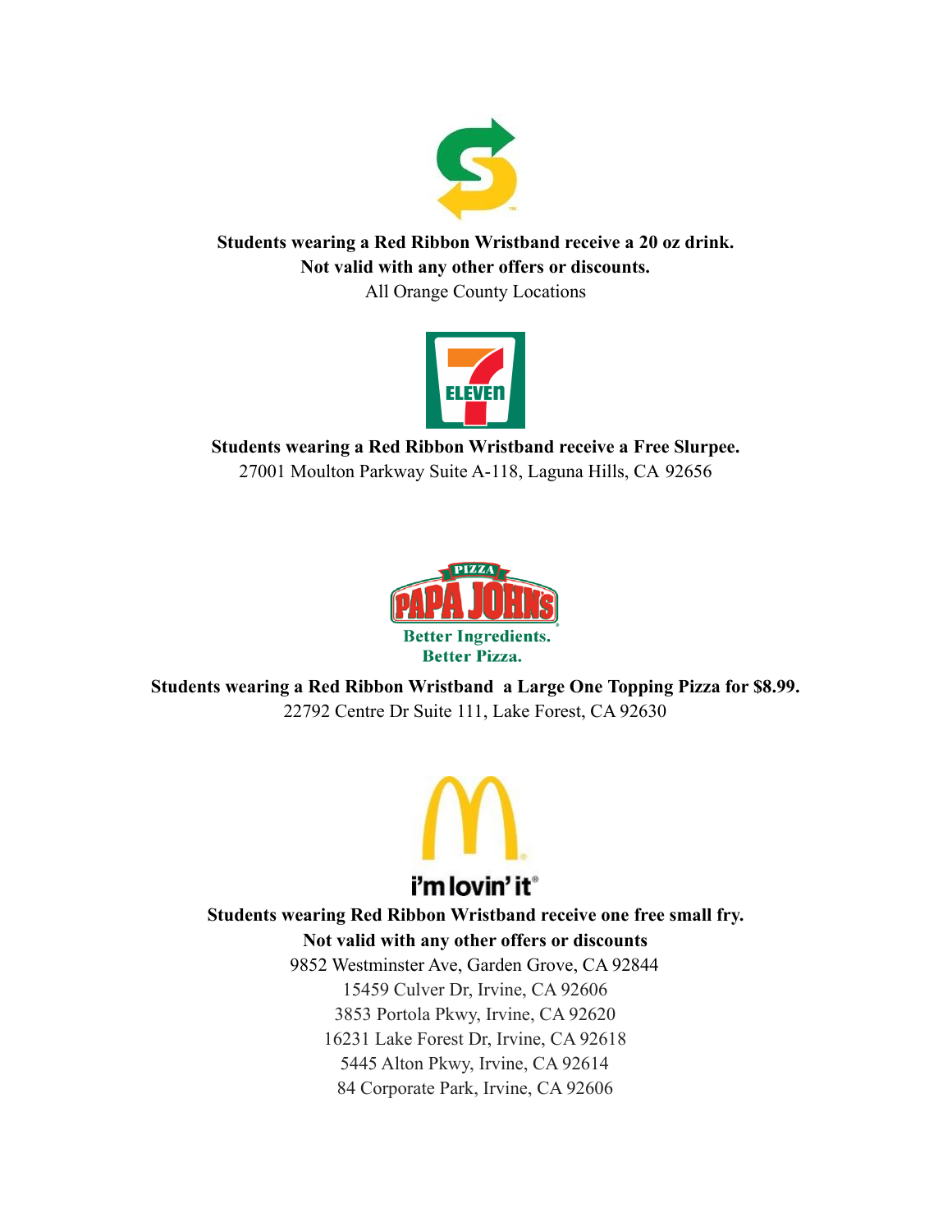**Students wearing a Red Ribbon Wristband receive a 20 oz drink.**
**Not valid with any other offers or discounts.**
All Orange County Locations

**Students wearing a Red Ribbon Wristband receive a Free Slurpee.**
27001 Moulton Parkway Suite A-118, Laguna Hills, CA 92656

**Students wearing a Red Ribbon Wristband a Large One Topping Pizza for $8.99.**
22792 Centre Dr Suite 111, Lake Forest, CA 92630

**Students wearing Red Ribbon Wristband receive one free small fry.**
**Not valid with any other offers or discounts**
9852 Westminster Ave, Garden Grove, CA 92844
15459 Culver Dr, Irvine, CA 92606
3853 Portola Pkwy, Irvine, CA 92620
16231 Lake Forest Dr, Irvine, CA 92618
5445 Alton Pkwy, Irvine, CA 92614
84 Corporate Park, Irvine, CA 92606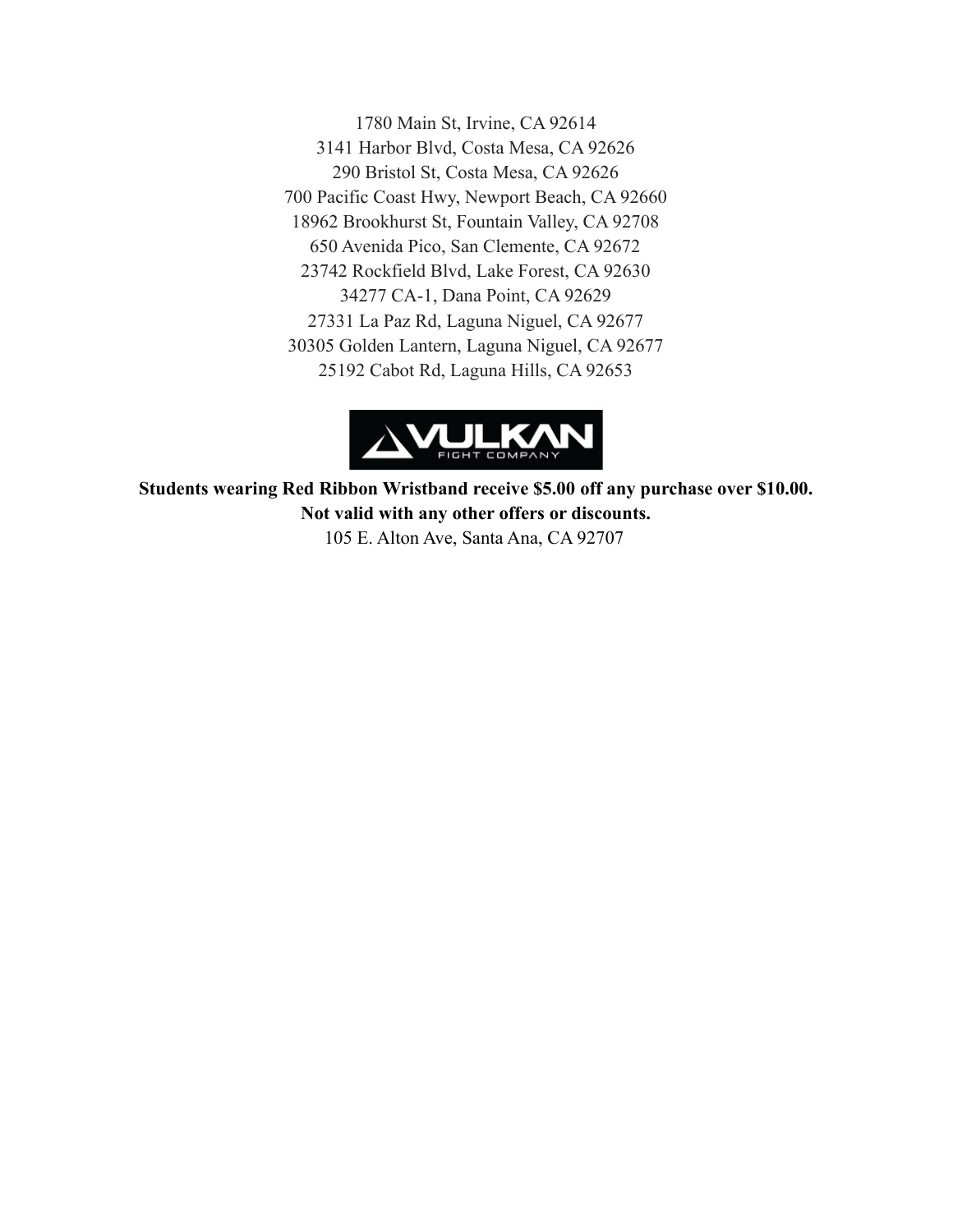1780 Main St, Irvine, CA 92614
3141 Harbor Blvd, Costa Mesa, CA 92626
290 Bristol St, Costa Mesa, CA 92626
700 Pacific Coast Hwy, Newport Beach, CA 92660
18962 Brookhurst St, Fountain Valley, CA 92708
650 Avenida Pico, San Clemente, CA 92672
23742 Rockfield Blvd, Lake Forest, CA 92630
34277 CA-1, Dana Point, CA 92629
27331 La Paz Rd, Laguna Niguel, CA 92677
30305 Golden Lantern, Laguna Niguel, CA 92677
25192 Cabot Rd, Laguna Hills, CA 92653

VULKAN FIGHT COMPANY

**Students wearing Red Ribbon Wristband receive $5.00 off any purchase over $10.00.**
**Not valid with any other offers or discounts.**
105 E. Alton Ave, Santa Ana, CA 92707